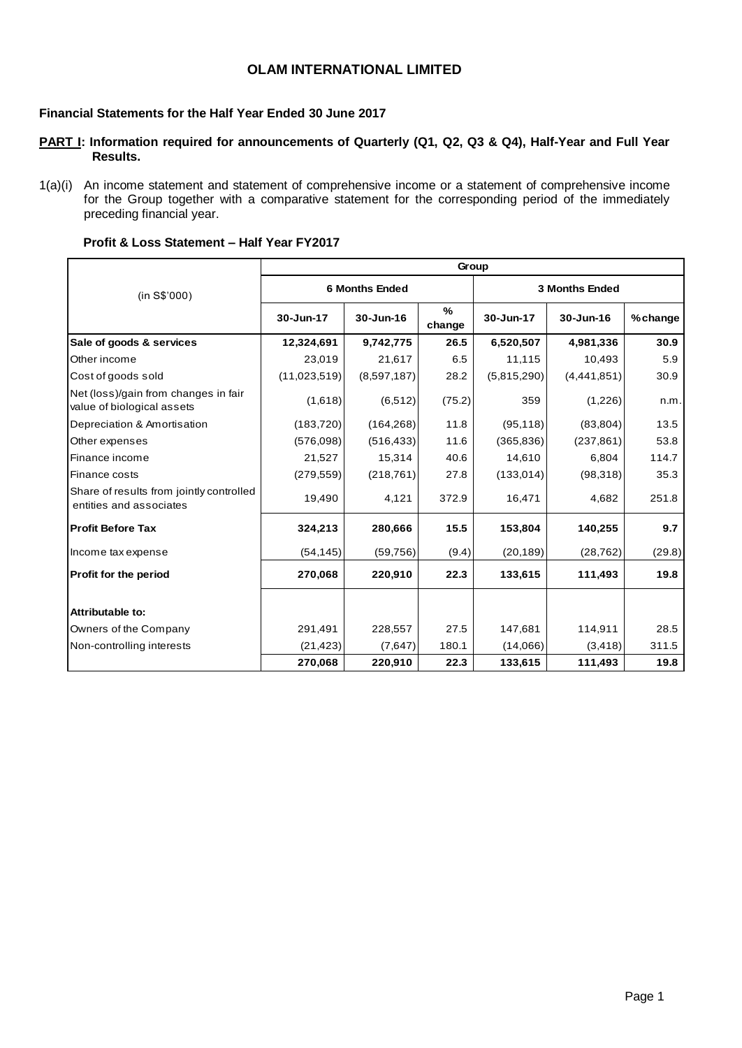# OLAM INTERNATIONAL LIMITED

**Financial Statements for the Half Year Ended 30 June 2017**

**PART I: Information required for announcements of Quarterly (Q1, Q2, Q3 & Q4), Half-Year and Full Year Results.**

1(a)(i) An income statement and statement of comprehensive income or a statement of comprehensive income for the Group together with a comparative statement for the corresponding period of the immediately preceding financial year.

**Profit & Loss Statement – Half Year FY2017**

| (in S$'000) | Group | | | | | |
|---|---|---|---|---|---|---|
| | 6 Months Ended | | | 3 Months Ended | | |
| | 30-Jun-17 | 30-Jun-16 | % change | 30-Jun-17 | 30-Jun-16 | % change |
| **Sale of goods & services** | **12,324,691** | **9,742,775** | **26.5** | **6,520,507** | **4,981,336** | **30.9** |
| Other income | 23,019 | 21,617 | 6.5 | 11,115 | 10,493 | 5.9 |
| Cost of goods sold | (11,023,519) | (8,597,187) | 28.2 | (5,815,290) | (4,441,851) | 30.9 |
| Net (loss)/gain from changes in fair value of biological assets | (1,618) | (6,512) | (75.2) | 359 | (1,226) | n.m. |
| Depreciation & Amortisation | (183,720) | (164,268) | 11.8 | (95,118) | (83,804) | 13.5 |
| Other expenses | (576,098) | (516,433) | 11.6 | (365,836) | (237,861) | 53.8 |
| Finance income | 21,527 | 15,314 | 40.6 | 14,610 | 6,804 | 114.7 |
| Finance costs | (279,559) | (218,761) | 27.8 | (133,014) | (98,318) | 35.3 |
| Share of results from jointly controlled entities and associates | 19,490 | 4,121 | 372.9 | 16,471 | 4,682 | 251.8 |
| **Profit Before Tax** | **324,213** | **280,666** | **15.5** | **153,804** | **140,255** | **9.7** |
| Income tax expense | (54,145) | (59,756) | (9.4) | (20,189) | (28,762) | (29.8) |
| **Profit for the period** | **270,068** | **220,910** | **22.3** | **133,615** | **111,493** | **19.8** |
| **Attributable to:** | | | | | | |
| Owners of the Company | 291,491 | 228,557 | 27.5 | 147,681 | 114,911 | 28.5 |
| Non-controlling interests | (21,423) | (7,647) | 180.1 | (14,066) | (3,418) | 311.5 |
| | **270,068** | **220,910** | **22.3** | **133,615** | **111,493** | **19.8** |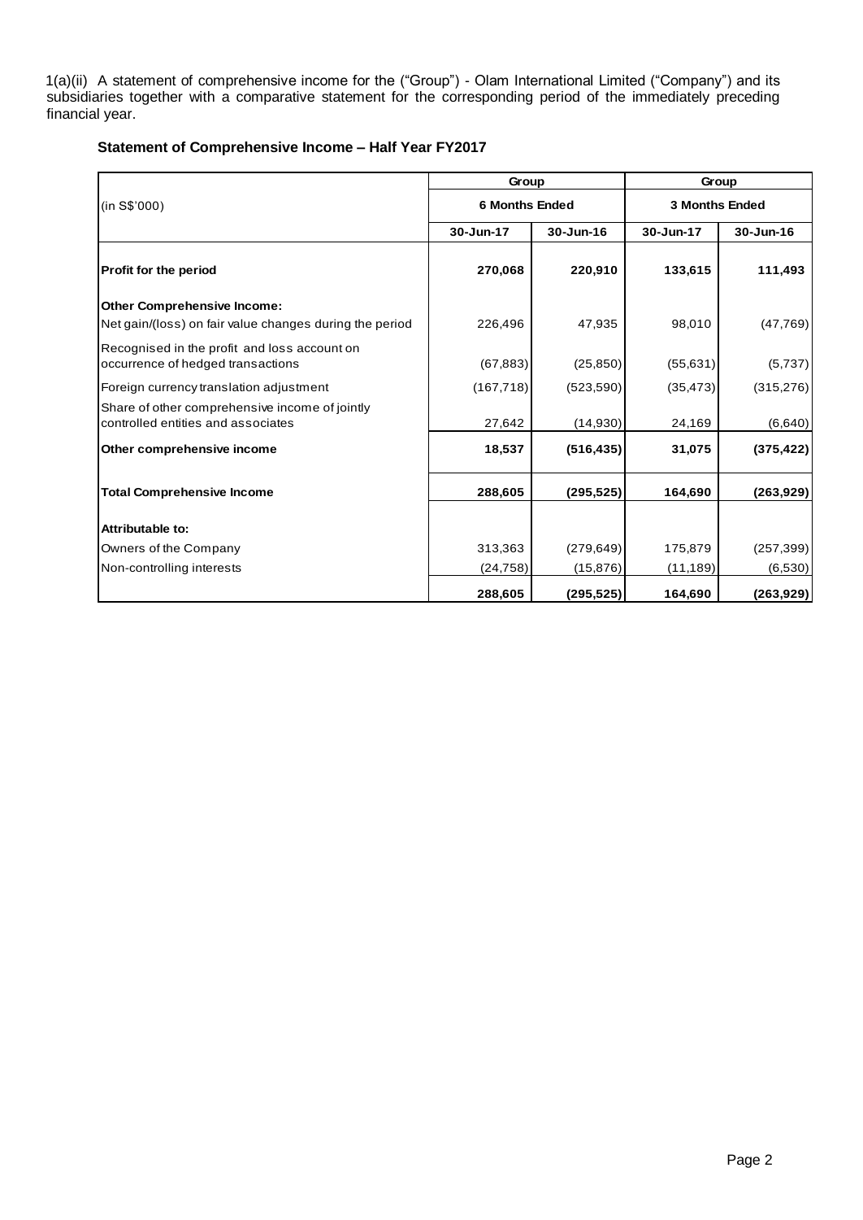1(a)(ii) A statement of comprehensive income for the ("Group") - Olam International Limited ("Company") and its subsidiaries together with a comparative statement for the corresponding period of the immediately preceding financial year.

**Statement of Comprehensive Income – Half Year FY2017**

| (in S$'000) | Group | | Group | |
|---|---|---|---|---|
| | 6 Months Ended | | 3 Months Ended | |
| | 30-Jun-17 | 30-Jun-16 | 30-Jun-17 | 30-Jun-16 |
| **Profit for the period** | **270,068** | **220,910** | **133,615** | **111,493** |
| **Other Comprehensive Income:** | | | | |
| Net gain/(loss) on fair value changes during the period | 226,496 | 47,935 | 98,010 | (47,769) |
| Recognised in the profit and loss account on occurrence of hedged transactions | (67,883) | (25,850) | (55,631) | (5,737) |
| Foreign currency translation adjustment | (167,718) | (523,590) | (35,473) | (315,276) |
| Share of other comprehensive income of jointly controlled entities and associates | 27,642 | (14,930) | 24,169 | (6,640) |
| **Other comprehensive income** | **18,537** | **(516,435)** | **31,075** | **(375,422)** |
| **Total Comprehensive Income** | **288,605** | **(295,525)** | **164,690** | **(263,929)** |
| **Attributable to:** | | | | |
| Owners of the Company | 313,363 | (279,649) | 175,879 | (257,399) |
| Non-controlling interests | (24,758) | (15,876) | (11,189) | (6,530) |
| | **288,605** | **(295,525)** | **164,690** | **(263,929)** |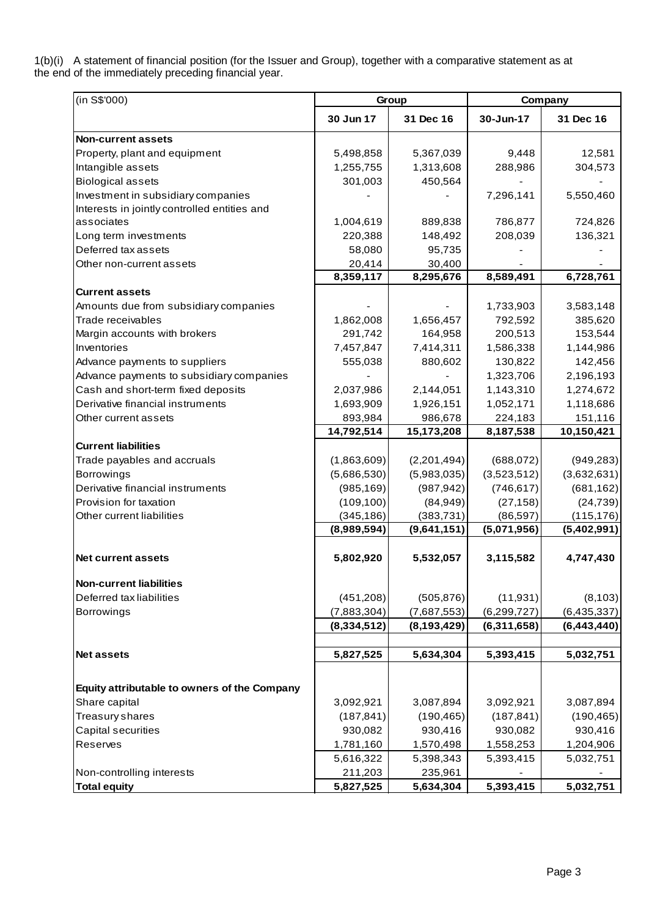1(b)(i) A statement of financial position (for the Issuer and Group), together with a comparative statement as at the end of the immediately preceding financial year.

| (in S$'000) | Group | | Company | |
|---|---|---|---|---|
| | **30 Jun 17** | **31 Dec 16** | **30-Jun-17** | **31 Dec 16** |
| **Non-current assets** | | | | |
| Property, plant and equipment | 5,498,858 | 5,367,039 | 9,448 | 12,581 |
| Intangible assets | 1,255,755 | 1,313,608 | 288,986 | 304,573 |
| Biological assets | 301,003 | 450,564 | - | - |
| Investment in subsidiary companies | - | - | 7,296,141 | 5,550,460 |
| Interests in jointly controlled entities and associates | 1,004,619 | 889,838 | 786,877 | 724,826 |
| Long term investments | 220,388 | 148,492 | 208,039 | 136,321 |
| Deferred tax assets | 58,080 | 95,735 | - | - |
| Other non-current assets | 20,414 | 30,400 | - | - |
| | **8,359,117** | **8,295,676** | **8,589,491** | **6,728,761** |
| **Current assets** | | | | |
| Amounts due from subsidiary companies | - | - | 1,733,903 | 3,583,148 |
| Trade receivables | 1,862,008 | 1,656,457 | 792,592 | 385,620 |
| Margin accounts with brokers | 291,742 | 164,958 | 200,513 | 153,544 |
| Inventories | 7,457,847 | 7,414,311 | 1,586,338 | 1,144,986 |
| Advance payments to suppliers | 555,038 | 880,602 | 130,822 | 142,456 |
| Advance payments to subsidiary companies | - | - | 1,323,706 | 2,196,193 |
| Cash and short-term fixed deposits | 2,037,986 | 2,144,051 | 1,143,310 | 1,274,672 |
| Derivative financial instruments | 1,693,909 | 1,926,151 | 1,052,171 | 1,118,686 |
| Other current assets | 893,984 | 986,678 | 224,183 | 151,116 |
| | **14,792,514** | **15,173,208** | **8,187,538** | **10,150,421** |
| **Current liabilities** | | | | |
| Trade payables and accruals | (1,863,609) | (2,201,494) | (688,072) | (949,283) |
| Borrowings | (5,686,530) | (5,983,035) | (3,523,512) | (3,632,631) |
| Derivative financial instruments | (985,169) | (987,942) | (746,617) | (681,162) |
| Provision for taxation | (109,100) | (84,949) | (27,158) | (24,739) |
| Other current liabilities | (345,186) | (383,731) | (86,597) | (115,176) |
| | **(8,989,594)** | **(9,641,151)** | **(5,071,956)** | **(5,402,991)** |
| **Net current assets** | **5,802,920** | **5,532,057** | **3,115,582** | **4,747,430** |
| **Non-current liabilities** | | | | |
| Deferred tax liabilities | (451,208) | (505,876) | (11,931) | (8,103) |
| Borrowings | (7,883,304) | (7,687,553) | (6,299,727) | (6,435,337) |
| | **(8,334,512)** | **(8,193,429)** | **(6,311,658)** | **(6,443,440)** |
| **Net assets** | **5,827,525** | **5,634,304** | **5,393,415** | **5,032,751** |
| **Equity attributable to owners of the Company** | | | | |
| Share capital | 3,092,921 | 3,087,894 | 3,092,921 | 3,087,894 |
| Treasury shares | (187,841) | (190,465) | (187,841) | (190,465) |
| Capital securities | 930,082 | 930,416 | 930,082 | 930,416 |
| Reserves | 1,781,160 | 1,570,498 | 1,558,253 | 1,204,906 |
| | 5,616,322 | 5,398,343 | 5,393,415 | 5,032,751 |
| Non-controlling interests | 211,203 | 235,961 | - | - |
| **Total equity** | **5,827,525** | **5,634,304** | **5,393,415** | **5,032,751** |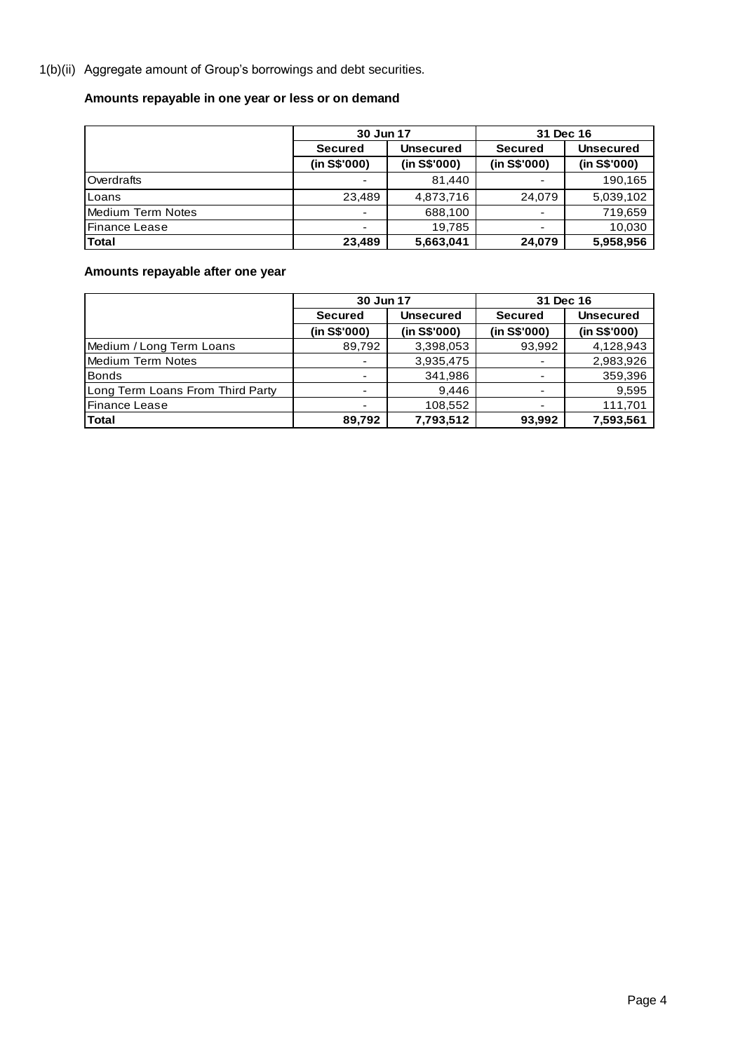1(b)(ii) Aggregate amount of Group's borrowings and debt securities.

**Amounts repayable in one year or less or on demand**

| | 30 Jun 17 | | 31 Dec 16 | |
|---|---|---|---|---|
| | **Secured** | **Unsecured** | **Secured** | **Unsecured** |
| | **(in S$'000)** | **(in S$'000)** | **(in S$'000)** | **(in S$'000)** |
| Overdrafts | - | 81,440 | - | 190,165 |
| Loans | 23,489 | 4,873,716 | 24,079 | 5,039,102 |
| Medium Term Notes | - | 688,100 | - | 719,659 |
| Finance Lease | - | 19,785 | - | 10,030 |
| **Total** | **23,489** | **5,663,041** | **24,079** | **5,958,956** |

**Amounts repayable after one year**

| | 30 Jun 17 | | 31 Dec 16 | |
|---|---|---|---|---|
| | **Secured** | **Unsecured** | **Secured** | **Unsecured** |
| | **(in S$'000)** | **(in S$'000)** | **(in S$'000)** | **(in S$'000)** |
| Medium / Long Term Loans | 89,792 | 3,398,053 | 93,992 | 4,128,943 |
| Medium Term Notes | - | 3,935,475 | - | 2,983,926 |
| Bonds | - | 341,986 | - | 359,396 |
| Long Term Loans From Third Party | - | 9,446 | - | 9,595 |
| Finance Lease | - | 108,552 | - | 111,701 |
| **Total** | **89,792** | **7,793,512** | **93,992** | **7,593,561** |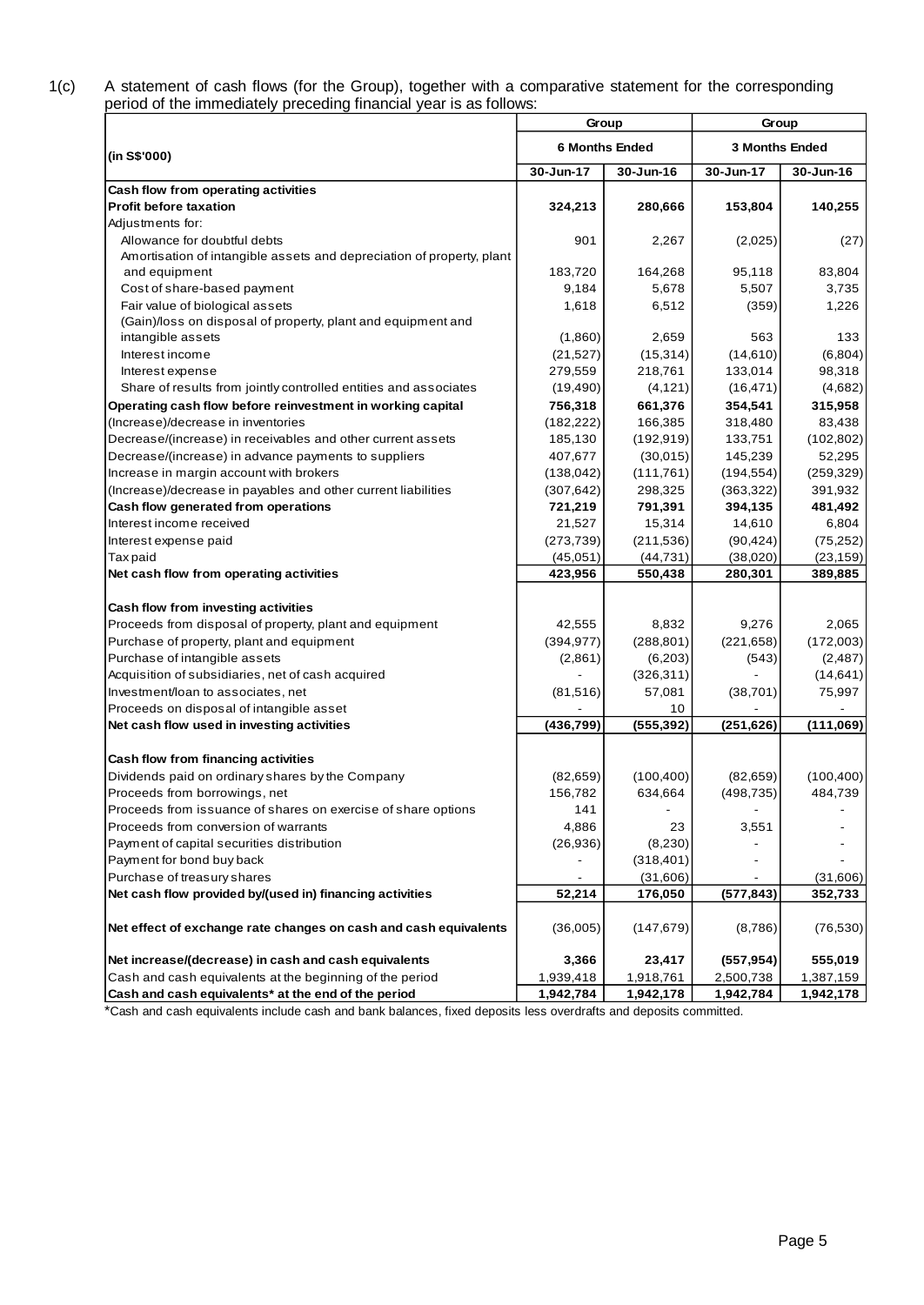1(c) A statement of cash flows (for the Group), together with a comparative statement for the corresponding period of the immediately preceding financial year is as follows:

| (in S$'000) | Group | | Group | |
|---|---|---|---|---|
| | 6 Months Ended | | 3 Months Ended | |
| | 30-Jun-17 | 30-Jun-16 | 30-Jun-17 | 30-Jun-16 |
| **Cash flow from operating activities** | | | | |
| **Profit before taxation** | **324,213** | **280,666** | **153,804** | **140,255** |
| Adjustments for: | | | | |
| Allowance for doubtful debts | 901 | 2,267 | (2,025) | (27) |
| Amortisation of intangible assets and depreciation of property, plant and equipment | 183,720 | 164,268 | 95,118 | 83,804 |
| Cost of share-based payment | 9,184 | 5,678 | 5,507 | 3,735 |
| Fair value of biological assets | 1,618 | 6,512 | (359) | 1,226 |
| (Gain)/loss on disposal of property, plant and equipment and intangible assets | (1,860) | 2,659 | 563 | 133 |
| Interest income | (21,527) | (15,314) | (14,610) | (6,804) |
| Interest expense | 279,559 | 218,761 | 133,014 | 98,318 |
| Share of results from jointly controlled entities and associates | (19,490) | (4,121) | (16,471) | (4,682) |
| **Operating cash flow before reinvestment in working capital** | **756,318** | **661,376** | **354,541** | **315,958** |
| (Increase)/decrease in inventories | (182,222) | 166,385 | 318,480 | 83,438 |
| Decrease/(increase) in receivables and other current assets | 185,130 | (192,919) | 133,751 | (102,802) |
| Decrease/(increase) in advance payments to suppliers | 407,677 | (30,015) | 145,239 | 52,295 |
| Increase in margin account with brokers | (138,042) | (111,761) | (194,554) | (259,329) |
| (Increase)/decrease in payables and other current liabilities | (307,642) | 298,325 | (363,322) | 391,932 |
| **Cash flow generated from operations** | **721,219** | **791,391** | **394,135** | **481,492** |
| Interest income received | 21,527 | 15,314 | 14,610 | 6,804 |
| Interest expense paid | (273,739) | (211,536) | (90,424) | (75,252) |
| Tax paid | (45,051) | (44,731) | (38,020) | (23,159) |
| **Net cash flow from operating activities** | **423,956** | **550,438** | **280,301** | **389,885** |
| | | | | |
| **Cash flow from investing activities** | | | | |
| Proceeds from disposal of property, plant and equipment | 42,555 | 8,832 | 9,276 | 2,065 |
| Purchase of property, plant and equipment | (394,977) | (288,801) | (221,658) | (172,003) |
| Purchase of intangible assets | (2,861) | (6,203) | (543) | (2,487) |
| Acquisition of subsidiaries, net of cash acquired | - | (326,311) | - | (14,641) |
| Investment/loan to associates, net | (81,516) | 57,081 | (38,701) | 75,997 |
| Proceeds on disposal of intangible asset | - | 10 | - | - |
| **Net cash flow used in investing activities** | **(436,799)** | **(555,392)** | **(251,626)** | **(111,069)** |
| | | | | |
| **Cash flow from financing activities** | | | | |
| Dividends paid on ordinary shares by the Company | (82,659) | (100,400) | (82,659) | (100,400) |
| Proceeds from borrowings, net | 156,782 | 634,664 | (498,735) | 484,739 |
| Proceeds from issuance of shares on exercise of share options | 141 | - | - | - |
| Proceeds from conversion of warrants | 4,886 | 23 | 3,551 | - |
| Payment of capital securities distribution | (26,936) | (8,230) | - | - |
| Payment for bond buy back | - | (318,401) | - | - |
| Purchase of treasury shares | - | (31,606) | - | (31,606) |
| **Net cash flow provided by/(used in) financing activities** | **52,214** | **176,050** | **(577,843)** | **352,733** |
| | | | | |
| **Net effect of exchange rate changes on cash and cash equivalents** | (36,005) | (147,679) | (8,786) | (76,530) |
| | | | | |
| **Net increase/(decrease) in cash and cash equivalents** | **3,366** | **23,417** | **(557,954)** | **555,019** |
| Cash and cash equivalents at the beginning of the period | 1,939,418 | 1,918,761 | 2,500,738 | 1,387,159 |
| **Cash and cash equivalents* at the end of the period** | **1,942,784** | **1,942,178** | **1,942,784** | **1,942,178** |

*Cash and cash equivalents include cash and bank balances, fixed deposits less overdrafts and deposits committed.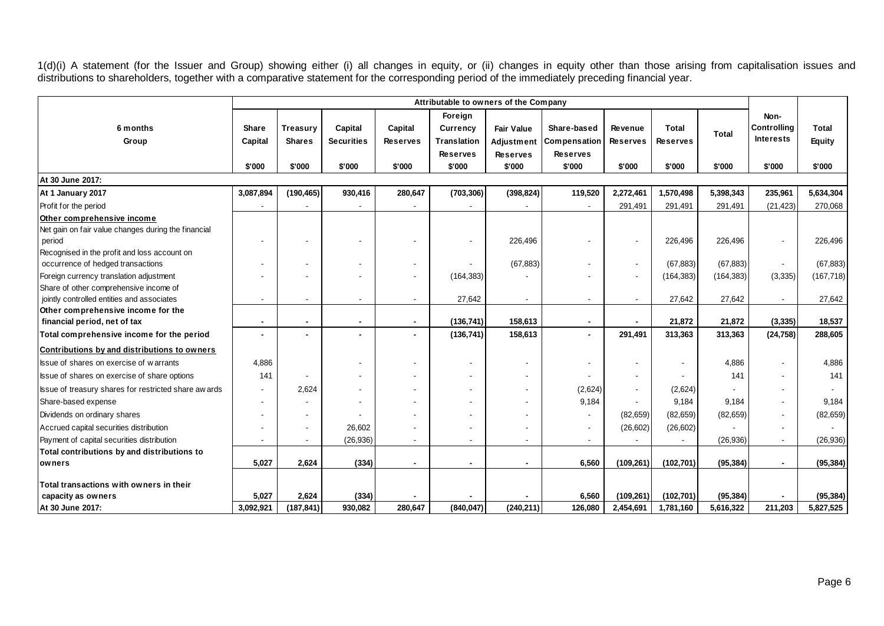1(d)(i) A statement (for the Issuer and Group) showing either (i) all changes in equity, or (ii) changes in equity other than those arising from capitalisation issues and distributions to shareholders, together with a comparative statement for the corresponding period of the immediately preceding financial year.

| 6 months Group | Attributable to owners of the Company | | | | | | | | | | Non-Controlling Interests | Total Equity |
|---|---|---|---|---|---|---|---|---|---|---|---|---|
| | Share Capital | Treasury Shares | Capital Securities | Capital Reserves | Foreign Currency Translation Reserves | Fair Value Adjustment Reserves | Share-based Compensation Reserves | Revenue Reserves | Total Reserves | Total | | |
| | $'000 | $'000 | $'000 | $'000 | $'000 | $'000 | $'000 | $'000 | $'000 | $'000 | $'000 | $'000 |
| **At 30 June 2017:** | | | | | | | | | | | | |
| **At 1 January 2017** | **3,087,894** | **(190,465)** | **930,416** | **280,647** | **(703,306)** | **(398,824)** | **119,520** | **2,272,461** | **1,570,498** | **5,398,343** | **235,961** | **5,634,304** |
| Profit for the period | - | - | - | - | - | - | - | 291,491 | 291,491 | 291,491 | (21,423) | 270,068 |
| **Other comprehensive income** | | | | | | | | | | | | |
| Net gain on fair value changes during the financial period | - | - | - | - | - | 226,496 | - | - | 226,496 | 226,496 | - | 226,496 |
| Recognised in the profit and loss account on occurrence of hedged transactions | - | - | - | - | - | (67,883) | - | - | (67,883) | (67,883) | - | (67,883) |
| Foreign currency translation adjustment | - | - | - | - | (164,383) | - | - | - | (164,383) | (164,383) | (3,335) | (167,718) |
| Share of other comprehensive income of jointly controlled entities and associates | - | - | - | - | 27,642 | - | - | - | 27,642 | 27,642 | - | 27,642 |
| **Other comprehensive income for the financial period, net of tax** | **-** | **-** | **-** | **-** | **(136,741)** | **158,613** | **-** | **-** | **21,872** | **21,872** | **(3,335)** | **18,537** |
| **Total comprehensive income for the period** | **-** | **-** | **-** | **-** | **(136,741)** | **158,613** | **-** | **291,491** | **313,363** | **313,363** | **(24,758)** | **288,605** |
| **Contributions by and distributions to owners** | | | | | | | | | | | | |
| Issue of shares on exercise of warrants | 4,886 | | - | - | - | - | - | - | - | 4,886 | - | 4,886 |
| Issue of shares on exercise of share options | 141 | - | - | - | - | - | - | - | - | 141 | - | 141 |
| Issue of treasury shares for restricted share awards | - | 2,624 | - | - | - | - | (2,624) | - | (2,624) | - | - | - |
| Share-based expense | - | - | - | - | - | - | 9,184 | - | 9,184 | 9,184 | - | 9,184 |
| Dividends on ordinary shares | - | - | - | - | - | - | - | (82,659) | (82,659) | (82,659) | - | (82,659) |
| Accrued capital securities distribution | - | - | 26,602 | - | - | - | - | (26,602) | (26,602) | - | - | - |
| Payment of capital securities distribution | - | - | (26,936) | - | - | - | - | - | - | (26,936) | - | (26,936) |
| **Total contributions by and distributions to owners** | **5,027** | **2,624** | **(334)** | **-** | **-** | **-** | **6,560** | **(109,261)** | **(102,701)** | **(95,384)** | **-** | **(95,384)** |
| **Total transactions with owners in their capacity as owners** | **5,027** | **2,624** | **(334)** | **-** | **-** | **-** | **6,560** | **(109,261)** | **(102,701)** | **(95,384)** | **-** | **(95,384)** |
| **At 30 June 2017:** | **3,092,921** | **(187,841)** | **930,082** | **280,647** | **(840,047)** | **(240,211)** | **126,080** | **2,454,691** | **1,781,160** | **5,616,322** | **211,203** | **5,827,525** |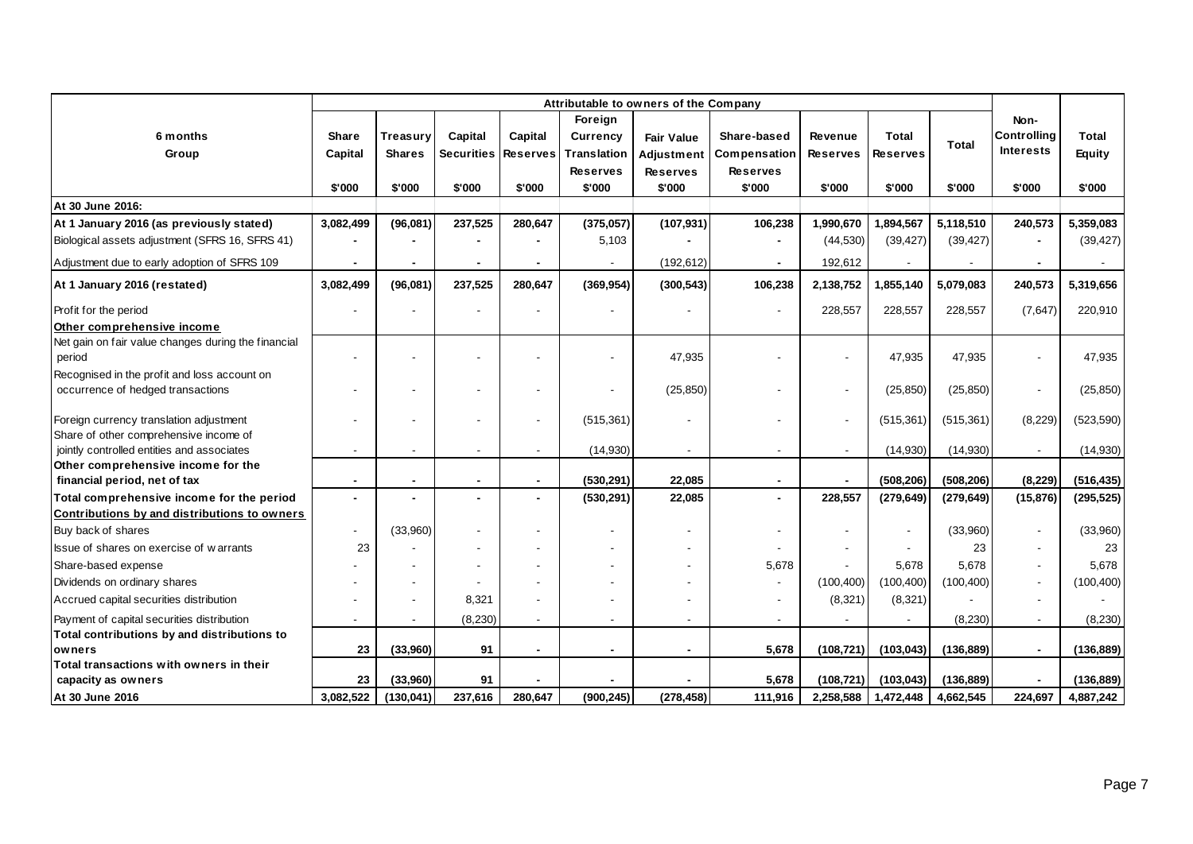| 6 months Group | Attributable to owners of the Company | | | | | | | | | | | |
|---|---|---|---|---|---|---|---|---|---|---|---|---|
| | Share Capital | Treasury Shares | Capital Securities | Capital Reserves | Foreign Currency Translation Reserves | Fair Value Adjustment Reserves | Share-based Compensation Reserves | Revenue Reserves | Total Reserves | Total | Non-Controlling Interests | Total Equity |
| | $'000 | $'000 | $'000 | $'000 | $'000 | $'000 | $'000 | $'000 | $'000 | $'000 | $'000 | $'000 |
| **At 30 June 2016:** | | | | | | | | | | | | |
| **At 1 January 2016 (as previously stated)** | **3,082,499** | **(96,081)** | **237,525** | **280,647** | **(375,057)** | **(107,931)** | **106,238** | **1,990,670** | **1,894,567** | **5,118,510** | **240,573** | **5,359,083** |
| Biological assets adjustment (SFRS 16, SFRS 41) | **-** | **-** | **-** | **-** | 5,103 | **-** | **-** | (44,530) | (39,427) | (39,427) | **-** | (39,427) |
| Adjustment due to early adoption of SFRS 109 | **-** | **-** | **-** | **-** | - | (192,612) | **-** | 192,612 | - | - | **-** | - |
| **At 1 January 2016 (restated)** | **3,082,499** | **(96,081)** | **237,525** | **280,647** | **(369,954)** | **(300,543)** | **106,238** | **2,138,752** | **1,855,140** | **5,079,083** | **240,573** | **5,319,656** |
| Profit for the period | - | - | - | - | - | - | - | 228,557 | 228,557 | 228,557 | (7,647) | 220,910 |
| **Other comprehensive income** | | | | | | | | | | | | |
| Net gain on fair value changes during the financial period | - | - | - | - | - | 47,935 | - | - | 47,935 | 47,935 | - | 47,935 |
| Recognised in the profit and loss account on occurrence of hedged transactions | - | - | - | - | - | (25,850) | - | - | (25,850) | (25,850) | - | (25,850) |
| Foreign currency translation adjustment | - | - | - | - | (515,361) | - | - | - | (515,361) | (515,361) | (8,229) | (523,590) |
| Share of other comprehensive income of jointly controlled entities and associates | - | - | - | - | (14,930) | - | - | - | (14,930) | (14,930) | - | (14,930) |
| **Other comprehensive income for the financial period, net of tax** | **-** | **-** | **-** | **-** | **(530,291)** | **22,085** | **-** | **-** | **(508,206)** | **(508,206)** | **(8,229)** | **(516,435)** |
| **Total comprehensive income for the period** | **-** | **-** | **-** | **-** | **(530,291)** | **22,085** | **-** | **228,557** | **(279,649)** | **(279,649)** | **(15,876)** | **(295,525)** |
| **Contributions by and distributions to owners** | | | | | | | | | | | | |
| Buy back of shares | - | (33,960) | - | - | - | - | - | - | - | (33,960) | - | (33,960) |
| Issue of shares on exercise of warrants | 23 | - | - | - | - | - | - | - | - | 23 | - | 23 |
| Share-based expense | - | - | - | - | - | - | 5,678 | - | 5,678 | 5,678 | - | 5,678 |
| Dividends on ordinary shares | - | - | - | - | - | - | - | (100,400) | (100,400) | (100,400) | - | (100,400) |
| Accrued capital securities distribution | - | - | 8,321 | - | - | - | - | (8,321) | (8,321) | - | - | - |
| Payment of capital securities distribution | - | - | (8,230) | - | - | - | - | - | - | (8,230) | - | (8,230) |
| **Total contributions by and distributions to owners** | **23** | **(33,960)** | **91** | **-** | **-** | **-** | **5,678** | **(108,721)** | **(103,043)** | **(136,889)** | **-** | **(136,889)** |
| **Total transactions with owners in their capacity as owners** | **23** | **(33,960)** | **91** | **-** | **-** | **-** | **5,678** | **(108,721)** | **(103,043)** | **(136,889)** | **-** | **(136,889)** |
| **At 30 June 2016** | **3,082,522** | **(130,041)** | **237,616** | **280,647** | **(900,245)** | **(278,458)** | **111,916** | **2,258,588** | **1,472,448** | **4,662,545** | **224,697** | **4,887,242** |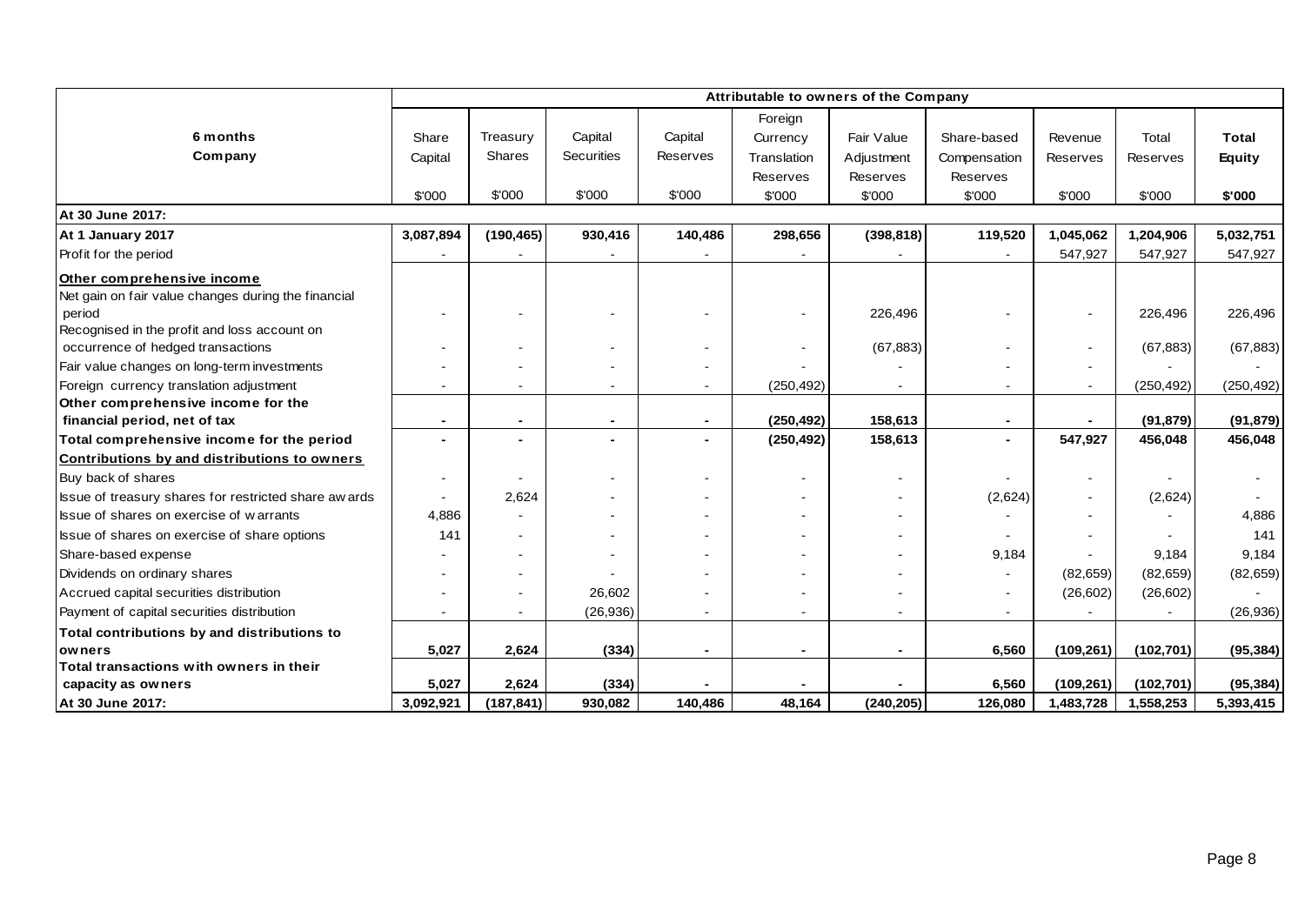| 6 months Company | Attributable to owners of the Company | | | | | | | | | |
|---|---|---|---|---|---|---|---|---|---|---|
| | Share Capital | Treasury Shares | Capital Securities | Capital Reserves | Foreign Currency Translation Reserves | Fair Value Adjustment Reserves | Share-based Compensation Reserves | Revenue Reserves | Total Reserves | **Total Equity** |
| | $'000 | $'000 | $'000 | $'000 | $'000 | $'000 | $'000 | $'000 | $'000 | **$'000** |
| **At 30 June 2017:** | | | | | | | | | | |
| **At 1 January 2017** | **3,087,894** | **(190,465)** | **930,416** | **140,486** | **298,656** | **(398,818)** | **119,520** | **1,045,062** | **1,204,906** | **5,032,751** |
| Profit for the period | - | - | - | - | - | - | - | 547,927 | 547,927 | 547,927 |
| **Other comprehensive income** | | | | | | | | | | |
| Net gain on fair value changes during the financial period | - | - | - | - | - | 226,496 | - | - | 226,496 | 226,496 |
| Recognised in the profit and loss account on occurrence of hedged transactions | - | - | - | - | - | (67,883) | - | - | (67,883) | (67,883) |
| Fair value changes on long-term investments | - | - | - | - | - | - | - | - | - | - |
| Foreign currency translation adjustment | - | - | - | - | (250,492) | - | - | - | (250,492) | (250,492) |
| **Other comprehensive income for the financial period, net of tax** | **-** | **-** | **-** | **-** | **(250,492)** | **158,613** | **-** | **-** | **(91,879)** | **(91,879)** |
| **Total comprehensive income for the period** | **-** | **-** | **-** | **-** | **(250,492)** | **158,613** | **-** | **547,927** | **456,048** | **456,048** |
| **Contributions by and distributions to owners** | | | | | | | | | | |
| Buy back of shares | - | - | - | - | - | - | - | - | - | - |
| Issue of treasury shares for restricted share awards | - | 2,624 | - | - | - | - | (2,624) | - | (2,624) | - |
| Issue of shares on exercise of warrants | 4,886 | - | - | - | - | - | - | - | - | 4,886 |
| Issue of shares on exercise of share options | 141 | - | - | - | - | - | - | - | - | 141 |
| Share-based expense | - | - | - | - | - | - | 9,184 | - | 9,184 | 9,184 |
| Dividends on ordinary shares | - | - | - | - | - | - | - | (82,659) | (82,659) | (82,659) |
| Accrued capital securities distribution | - | - | 26,602 | - | - | - | - | (26,602) | (26,602) | - |
| Payment of capital securities distribution | - | - | (26,936) | - | - | - | - | - | - | (26,936) |
| **Total contributions by and distributions to owners** | **5,027** | **2,624** | **(334)** | **-** | **-** | **-** | **6,560** | **(109,261)** | **(102,701)** | **(95,384)** |
| **Total transactions with owners in their capacity as owners** | **5,027** | **2,624** | **(334)** | **-** | **-** | **-** | **6,560** | **(109,261)** | **(102,701)** | **(95,384)** |
| **At 30 June 2017:** | **3,092,921** | **(187,841)** | **930,082** | **140,486** | **48,164** | **(240,205)** | **126,080** | **1,483,728** | **1,558,253** | **5,393,415** |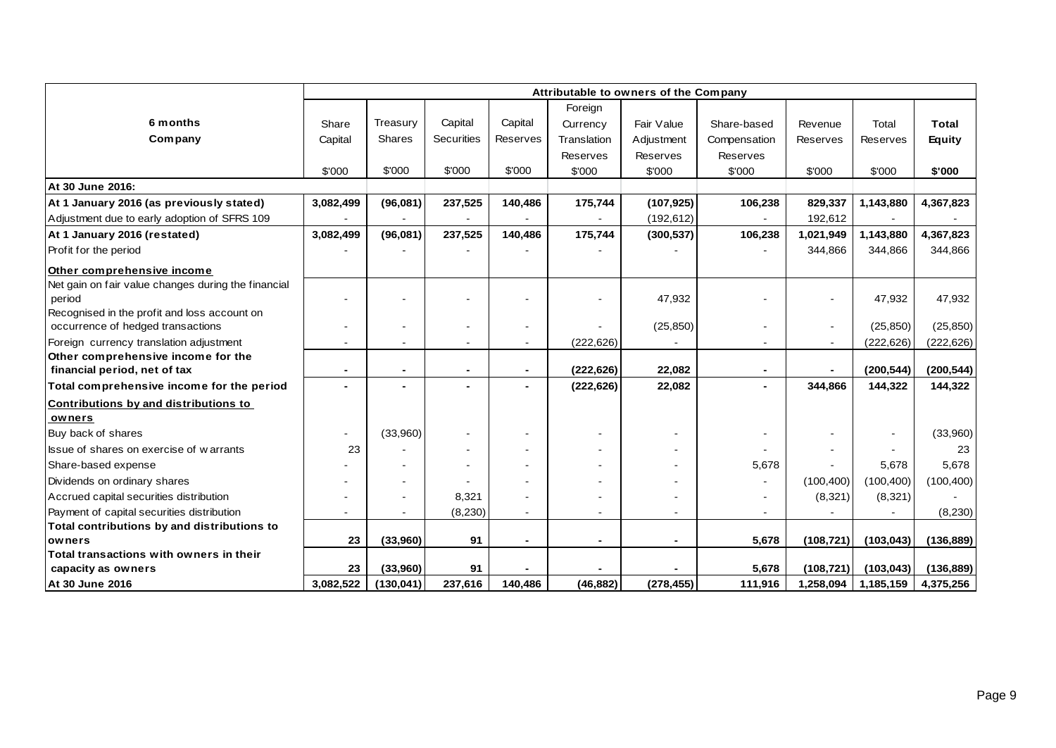| 6 months Company | Attributable to owners of the Company | | | | | | | | | |
|---|---|---|---|---|---|---|---|---|---|---|
| | Share Capital | Treasury Shares | Capital Securities | Capital Reserves | Foreign Currency Translation Reserves | Fair Value Adjustment Reserves | Share-based Compensation Reserves | Revenue Reserves | Total Reserves | **Total Equity** |
| | $'000 | $'000 | $'000 | $'000 | $'000 | $'000 | $'000 | $'000 | $'000 | **$'000** |
| **At 30 June 2016:** | | | | | | | | | | |
| **At 1 January 2016 (as previously stated)** | **3,082,499** | **(96,081)** | **237,525** | **140,486** | **175,744** | **(107,925)** | **106,238** | **829,337** | **1,143,880** | **4,367,823** |
| Adjustment due to early adoption of SFRS 109 | - | - | - | - | - | (192,612) | - | 192,612 | - | - |
| **At 1 January 2016 (restated)** | **3,082,499** | **(96,081)** | **237,525** | **140,486** | **175,744** | **(300,537)** | **106,238** | **1,021,949** | **1,143,880** | **4,367,823** |
| Profit for the period | - | - | - | - | - | - | - | 344,866 | 344,866 | 344,866 |
| **Other comprehensive income** | | | | | | | | | | |
| Net gain on fair value changes during the financial period | - | - | - | - | - | 47,932 | - | - | 47,932 | 47,932 |
| Recognised in the profit and loss account on occurrence of hedged transactions | - | - | - | - | - | (25,850) | - | - | (25,850) | (25,850) |
| Foreign currency translation adjustment | - | - | - | - | (222,626) | - | - | - | (222,626) | (222,626) |
| **Other comprehensive income for the financial period, net of tax** | **-** | **-** | **-** | **-** | **(222,626)** | **22,082** | **-** | **-** | **(200,544)** | **(200,544)** |
| **Total comprehensive income for the period** | **-** | **-** | **-** | **-** | **(222,626)** | **22,082** | **-** | **344,866** | **144,322** | **144,322** |
| **Contributions by and distributions to owners** | | | | | | | | | | |
| Buy back of shares | - | (33,960) | - | - | - | - | - | - | - | (33,960) |
| Issue of shares on exercise of warrants | 23 | - | - | - | - | - | - | - | - | 23 |
| Share-based expense | - | - | - | - | - | - | 5,678 | - | 5,678 | 5,678 |
| Dividends on ordinary shares | - | - | - | - | - | - | - | (100,400) | (100,400) | (100,400) |
| Accrued capital securities distribution | - | - | 8,321 | - | - | - | - | (8,321) | (8,321) | - |
| Payment of capital securities distribution | - | - | (8,230) | - | - | - | - | - | - | (8,230) |
| **Total contributions by and distributions to owners** | **23** | **(33,960)** | **91** | **-** | **-** | **-** | **5,678** | **(108,721)** | **(103,043)** | **(136,889)** |
| **Total transactions with owners in their capacity as owners** | **23** | **(33,960)** | **91** | **-** | **-** | **-** | **5,678** | **(108,721)** | **(103,043)** | **(136,889)** |
| **At 30 June 2016** | **3,082,522** | **(130,041)** | **237,616** | **140,486** | **(46,882)** | **(278,455)** | **111,916** | **1,258,094** | **1,185,159** | **4,375,256** |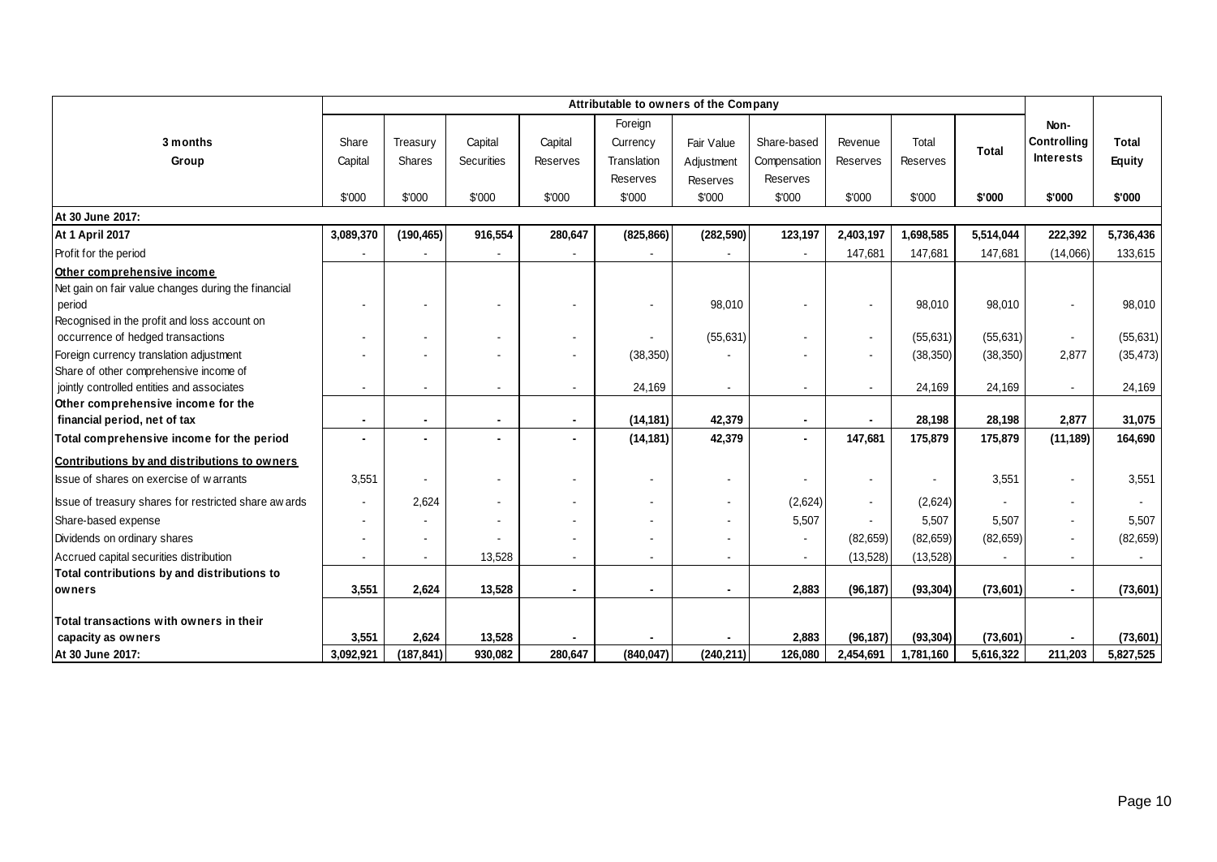| 3 months<br>Group | Attributable to owners of the Company | | | | | | | | | | Non-Controlling Interests | Total Equity |
|---|---|---|---|---|---|---|---|---|---|---|---|---|
| | Share Capital | Treasury Shares | Capital Securities | Capital Reserves | Foreign Currency Translation Reserves | Fair Value Adjustment Reserves | Share-based Compensation Reserves | Revenue Reserves | Total Reserves | **Total** | | |
| | $'000 | $'000 | $'000 | $'000 | $'000 | $'000 | $'000 | $'000 | $'000 | **$'000** | **$'000** | **$'000** |
| **At 30 June 2017:** | | | | | | | | | | | | |
| **At 1 April 2017** | **3,089,370** | **(190,465)** | **916,554** | **280,647** | **(825,866)** | **(282,590)** | **123,197** | **2,403,197** | **1,698,585** | **5,514,044** | **222,392** | **5,736,436** |
| Profit for the period | - | - | - | - | - | - | - | 147,681 | 147,681 | 147,681 | (14,066) | 133,615 |
| **Other comprehensive income** | | | | | | | | | | | | |
| Net gain on fair value changes during the financial period | - | - | - | - | - | 98,010 | - | - | 98,010 | 98,010 | - | 98,010 |
| Recognised in the profit and loss account on occurrence of hedged transactions | - | - | - | - | - | (55,631) | - | - | (55,631) | (55,631) | - | (55,631) |
| Foreign currency translation adjustment | - | - | - | - | (38,350) | - | - | - | (38,350) | (38,350) | 2,877 | (35,473) |
| Share of other comprehensive income of jointly controlled entities and associates | - | - | - | - | 24,169 | - | - | - | 24,169 | 24,169 | - | 24,169 |
| **Other comprehensive income for the financial period, net of tax** | **-** | **-** | **-** | **-** | **(14,181)** | **42,379** | **-** | **-** | **28,198** | **28,198** | **2,877** | **31,075** |
| **Total comprehensive income for the period** | **-** | **-** | **-** | **-** | **(14,181)** | **42,379** | **-** | **147,681** | **175,879** | **175,879** | **(11,189)** | **164,690** |
| **Contributions by and distributions to owners** | | | | | | | | | | | | |
| Issue of shares on exercise of warrants | 3,551 | - | - | - | - | - | - | - | - | 3,551 | - | 3,551 |
| Issue of treasury shares for restricted share awards | - | 2,624 | - | - | - | - | (2,624) | - | (2,624) | - | - | - |
| Share-based expense | - | - | - | - | - | - | 5,507 | - | 5,507 | 5,507 | - | 5,507 |
| Dividends on ordinary shares | - | - | - | - | - | - | - | (82,659) | (82,659) | (82,659) | - | (82,659) |
| Accrued capital securities distribution | - | - | 13,528 | - | - | - | - | (13,528) | (13,528) | - | - | - |
| **Total contributions by and distributions to owners** | **3,551** | **2,624** | **13,528** | **-** | **-** | **-** | **2,883** | **(96,187)** | **(93,304)** | **(73,601)** | **-** | **(73,601)** |
| **Total transactions with owners in their capacity as owners** | **3,551** | **2,624** | **13,528** | **-** | **-** | **-** | **2,883** | **(96,187)** | **(93,304)** | **(73,601)** | **-** | **(73,601)** |
| **At 30 June 2017:** | **3,092,921** | **(187,841)** | **930,082** | **280,647** | **(840,047)** | **(240,211)** | **126,080** | **2,454,691** | **1,781,160** | **5,616,322** | **211,203** | **5,827,525** |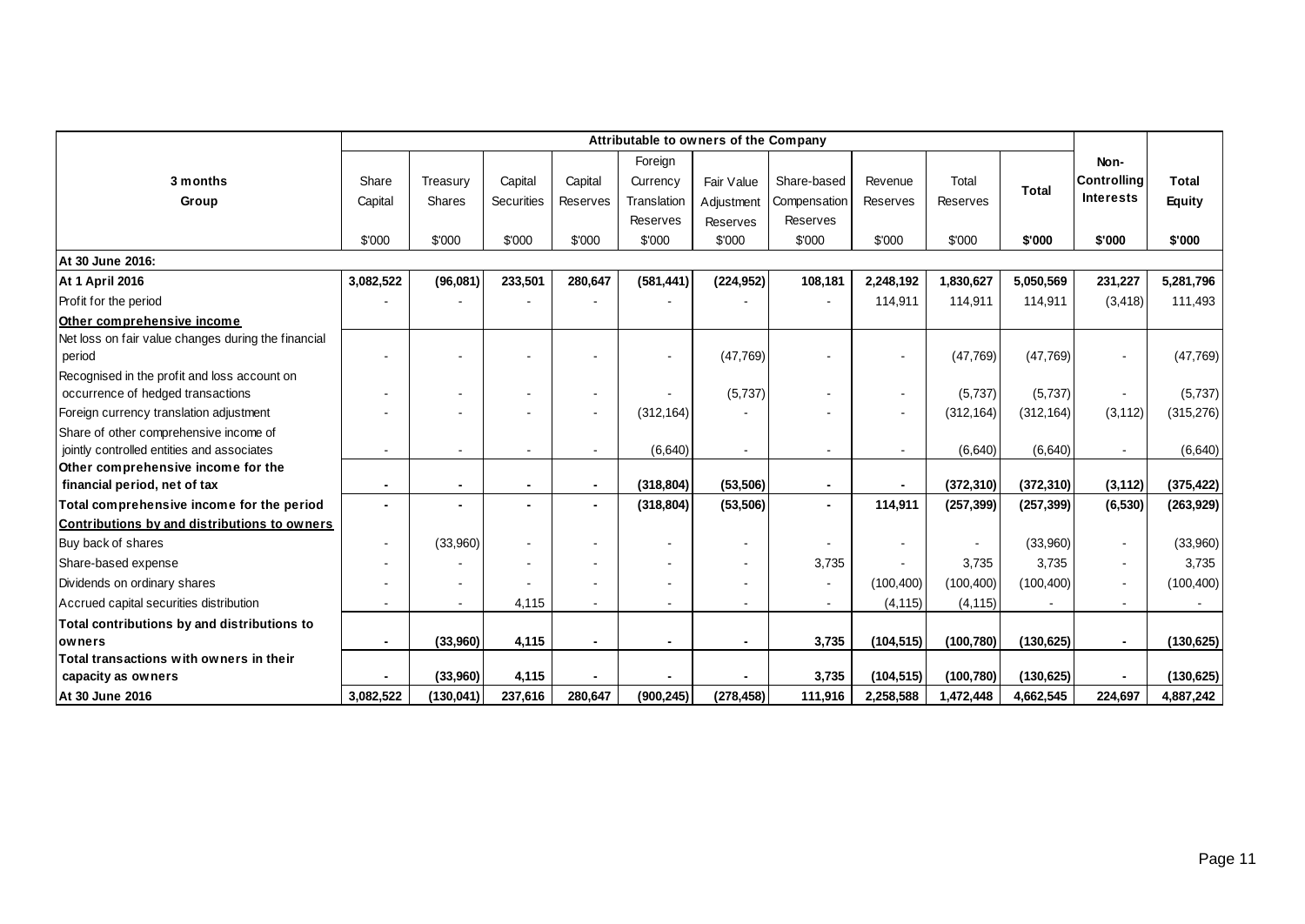| 3 months Group | Attributable to owners of the Company | | | | | | | | | | Non-Controlling Interests | Total Equity |
|---|---|---|---|---|---|---|---|---|---|---|---|---|
| | Share Capital | Treasury Shares | Capital Securities | Capital Reserves | Foreign Currency Translation Reserves | Fair Value Adjustment Reserves | Share-based Compensation Reserves | Revenue Reserves | Total Reserves | **Total** | | |
| | $'000 | $'000 | $'000 | $'000 | $'000 | $'000 | $'000 | $'000 | $'000 | **$'000** | **$'000** | **$'000** |
| **At 30 June 2016:** | | | | | | | | | | | | |
| **At 1 April 2016** | **3,082,522** | **(96,081)** | **233,501** | **280,647** | **(581,441)** | **(224,952)** | **108,181** | **2,248,192** | **1,830,627** | **5,050,569** | **231,227** | **5,281,796** |
| Profit for the period | - | - | - | - | - | - | - | 114,911 | 114,911 | 114,911 | (3,418) | 111,493 |
| **Other comprehensive income** | | | | | | | | | | | | |
| Net loss on fair value changes during the financial period | - | - | - | - | - | (47,769) | - | - | (47,769) | (47,769) | - | (47,769) |
| Recognised in the profit and loss account on occurrence of hedged transactions | - | - | - | - | - | (5,737) | - | - | (5,737) | (5,737) | - | (5,737) |
| Foreign currency translation adjustment | - | - | - | - | (312,164) | - | - | - | (312,164) | (312,164) | (3,112) | (315,276) |
| Share of other comprehensive income of jointly controlled entities and associates | - | - | - | - | (6,640) | - | - | - | (6,640) | (6,640) | - | (6,640) |
| **Other comprehensive income for the financial period, net of tax** | **-** | **-** | **-** | **-** | **(318,804)** | **(53,506)** | **-** | **-** | **(372,310)** | **(372,310)** | **(3,112)** | **(375,422)** |
| **Total comprehensive income for the period** | **-** | **-** | **-** | **-** | **(318,804)** | **(53,506)** | **-** | **114,911** | **(257,399)** | **(257,399)** | **(6,530)** | **(263,929)** |
| **Contributions by and distributions to owners** | | | | | | | | | | | | |
| Buy back of shares | - | (33,960) | - | - | - | - | - | - | - | (33,960) | - | (33,960) |
| Share-based expense | - | - | - | - | - | - | 3,735 | - | 3,735 | 3,735 | - | 3,735 |
| Dividends on ordinary shares | - | - | - | - | - | - | - | (100,400) | (100,400) | (100,400) | - | (100,400) |
| Accrued capital securities distribution | - | - | 4,115 | - | - | - | - | (4,115) | (4,115) | - | - | - |
| **Total contributions by and distributions to owners** | **-** | **(33,960)** | **4,115** | **-** | **-** | **-** | **3,735** | **(104,515)** | **(100,780)** | **(130,625)** | **-** | **(130,625)** |
| **Total transactions with owners in their capacity as owners** | **-** | **(33,960)** | **4,115** | **-** | **-** | **-** | **3,735** | **(104,515)** | **(100,780)** | **(130,625)** | **-** | **(130,625)** |
| **At 30 June 2016** | **3,082,522** | **(130,041)** | **237,616** | **280,647** | **(900,245)** | **(278,458)** | **111,916** | **2,258,588** | **1,472,448** | **4,662,545** | **224,697** | **4,887,242** |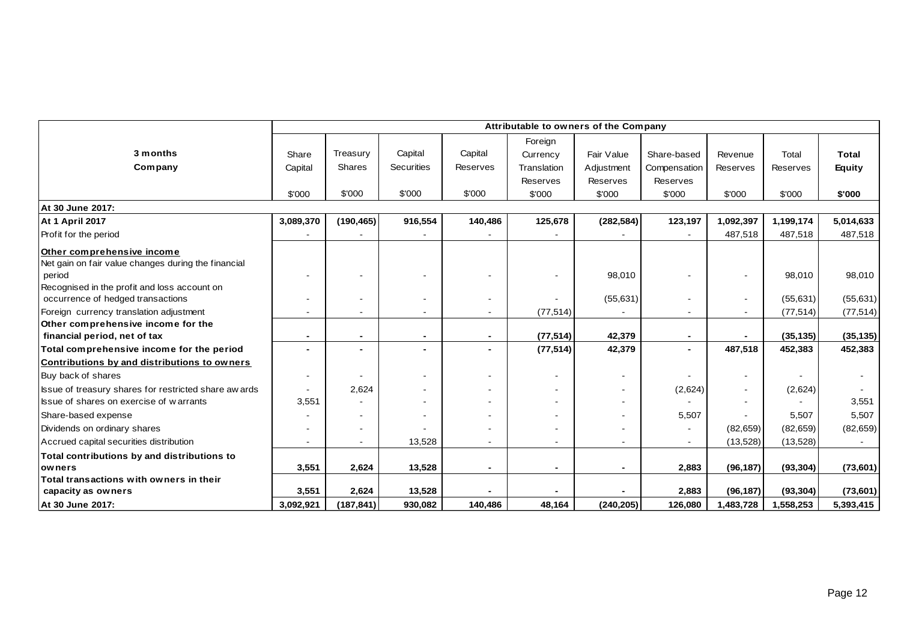| 3 months<br>Company | Attributable to owners of the Company | | | | | | | | | |
|---|---|---|---|---|---|---|---|---|---|---|
| | Share Capital | Treasury Shares | Capital Securities | Capital Reserves | Foreign Currency Translation Reserves | Fair Value Adjustment Reserves | Share-based Compensation Reserves | Revenue Reserves | Total Reserves | **Total Equity** |
| | $'000 | $'000 | $'000 | $'000 | $'000 | $'000 | $'000 | $'000 | $'000 | **$'000** |
| **At 30 June 2017:** | | | | | | | | | | |
| **At 1 April 2017** | **3,089,370** | **(190,465)** | **916,554** | **140,486** | **125,678** | **(282,584)** | **123,197** | **1,092,397** | **1,199,174** | **5,014,633** |
| Profit for the period | - | - | - | - | - | - | - | 487,518 | 487,518 | 487,518 |
| **Other comprehensive income** | | | | | | | | | | |
| Net gain on fair value changes during the financial period | - | - | - | - | - | 98,010 | - | - | 98,010 | 98,010 |
| Recognised in the profit and loss account on occurrence of hedged transactions | - | - | - | - | - | (55,631) | - | - | (55,631) | (55,631) |
| Foreign currency translation adjustment | - | - | - | - | (77,514) | - | - | - | (77,514) | (77,514) |
| **Other comprehensive income for the financial period, net of tax** | **-** | **-** | **-** | **-** | **(77,514)** | **42,379** | **-** | **-** | **(35,135)** | **(35,135)** |
| **Total comprehensive income for the period** | **-** | **-** | **-** | **-** | **(77,514)** | **42,379** | **-** | **487,518** | **452,383** | **452,383** |
| **Contributions by and distributions to owners** | | | | | | | | | | |
| Buy back of shares | - | - | - | - | - | - | - | - | - | - |
| Issue of treasury shares for restricted share awards | - | 2,624 | - | - | - | - | (2,624) | - | (2,624) | - |
| Issue of shares on exercise of warrants | 3,551 | - | - | - | - | - | - | - | - | 3,551 |
| Share-based expense | - | - | - | - | - | - | 5,507 | - | 5,507 | 5,507 |
| Dividends on ordinary shares | - | - | - | - | - | - | - | (82,659) | (82,659) | (82,659) |
| Accrued capital securities distribution | - | - | 13,528 | - | - | - | - | (13,528) | (13,528) | - |
| **Total contributions by and distributions to owners** | **3,551** | **2,624** | **13,528** | **-** | **-** | **-** | **2,883** | **(96,187)** | **(93,304)** | **(73,601)** |
| **Total transactions with owners in their capacity as owners** | **3,551** | **2,624** | **13,528** | **-** | **-** | **-** | **2,883** | **(96,187)** | **(93,304)** | **(73,601)** |
| **At 30 June 2017:** | **3,092,921** | **(187,841)** | **930,082** | **140,486** | **48,164** | **(240,205)** | **126,080** | **1,483,728** | **1,558,253** | **5,393,415** |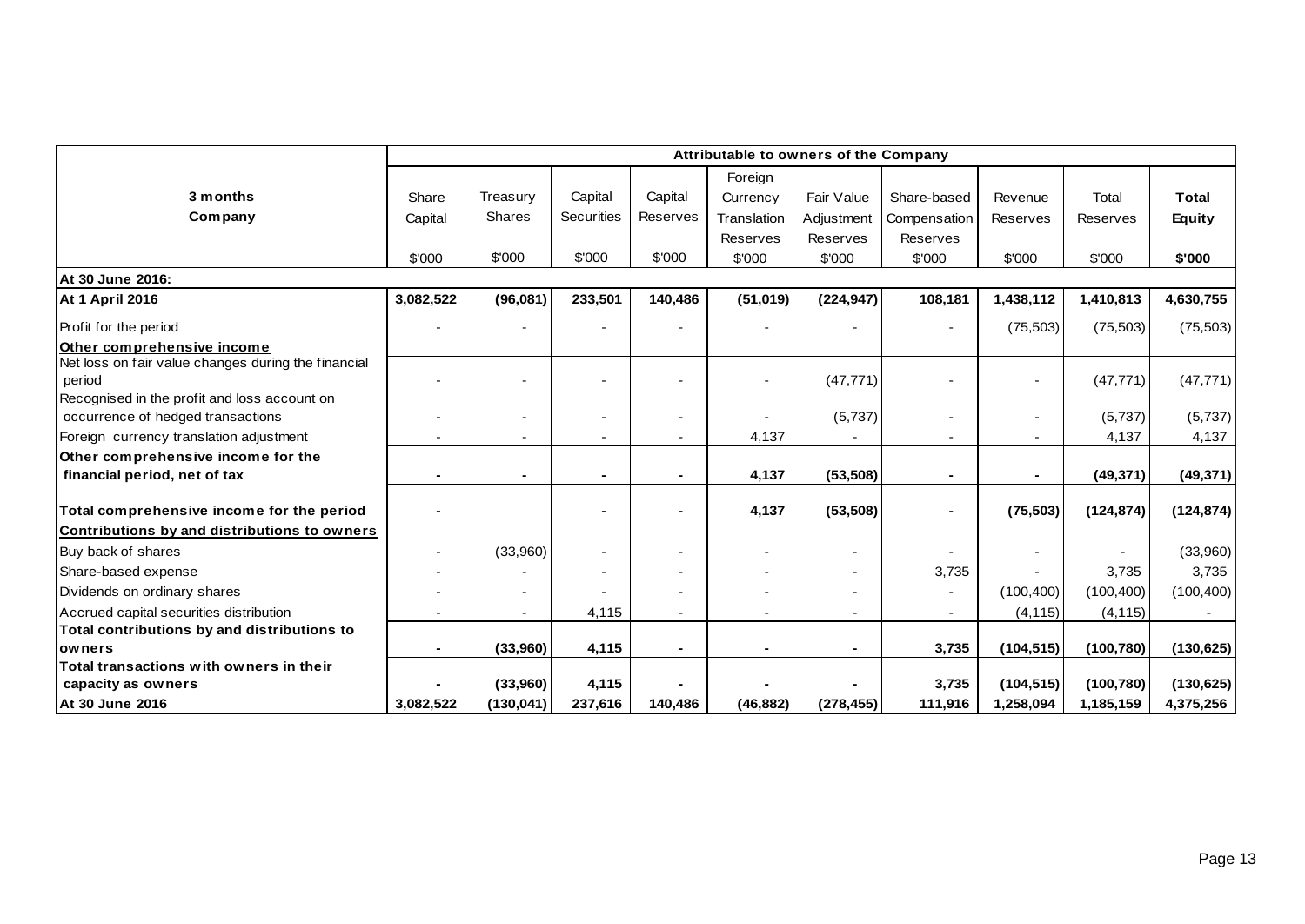| 3 months<br>Company | Attributable to owners of the Company | | | | | | | | | |
|---|---|---|---|---|---|---|---|---|---|---|
| | Share Capital | Treasury Shares | Capital Securities | Capital Reserves | Foreign Currency Translation Reserves | Fair Value Adjustment Reserves | Share-based Compensation Reserves | Revenue Reserves | Total Reserves | **Total Equity** |
| | $'000 | $'000 | $'000 | $'000 | $'000 | $'000 | $'000 | $'000 | $'000 | **$'000** |
| **At 30 June 2016:** | | | | | | | | | | |
| **At 1 April 2016** | **3,082,522** | **(96,081)** | **233,501** | **140,486** | **(51,019)** | **(224,947)** | **108,181** | **1,438,112** | **1,410,813** | **4,630,755** |
| Profit for the period | - | - | - | - | - | - | - | (75,503) | (75,503) | (75,503) |
| **Other comprehensive income** | | | | | | | | | | |
| Net loss on fair value changes during the financial period | - | - | - | - | - | (47,771) | - | - | (47,771) | (47,771) |
| Recognised in the profit and loss account on occurrence of hedged transactions | - | - | - | - | - | (5,737) | - | - | (5,737) | (5,737) |
| Foreign currency translation adjustment | - | - | - | - | 4,137 | - | - | - | 4,137 | 4,137 |
| **Other comprehensive income for the financial period, net of tax** | **-** | **-** | **-** | **-** | **4,137** | **(53,508)** | **-** | **-** | **(49,371)** | **(49,371)** |
| **Total comprehensive income for the period** | **-** | | **-** | **-** | **4,137** | **(53,508)** | **-** | **(75,503)** | **(124,874)** | **(124,874)** |
| **Contributions by and distributions to owners** | | | | | | | | | | |
| Buy back of shares | - | (33,960) | - | - | - | - | - | - | - | (33,960) |
| Share-based expense | - | - | - | - | - | - | 3,735 | - | 3,735 | 3,735 |
| Dividends on ordinary shares | - | - | - | - | - | - | - | (100,400) | (100,400) | (100,400) |
| Accrued capital securities distribution | - | - | 4,115 | - | - | - | - | (4,115) | (4,115) | - |
| **Total contributions by and distributions to owners** | **-** | **(33,960)** | **4,115** | **-** | **-** | **-** | **3,735** | **(104,515)** | **(100,780)** | **(130,625)** |
| **Total transactions with owners in their capacity as owners** | **-** | **(33,960)** | **4,115** | **-** | **-** | **-** | **3,735** | **(104,515)** | **(100,780)** | **(130,625)** |
| **At 30 June 2016** | **3,082,522** | **(130,041)** | **237,616** | **140,486** | **(46,882)** | **(278,455)** | **111,916** | **1,258,094** | **1,185,159** | **4,375,256** |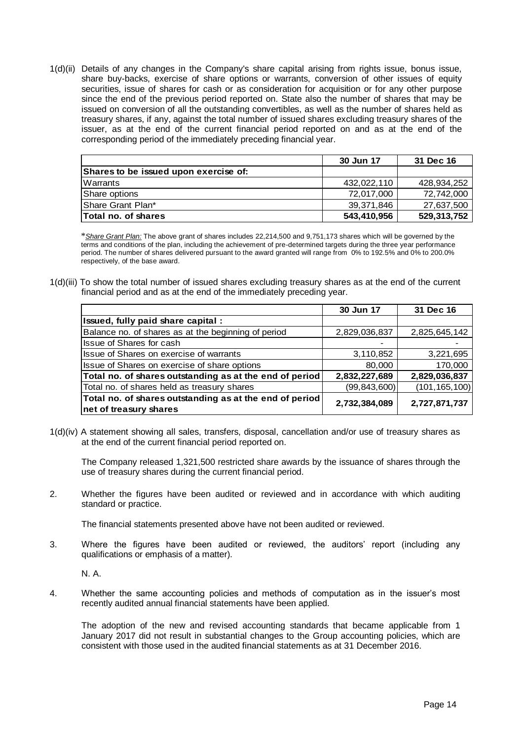1(d)(ii) Details of any changes in the Company's share capital arising from rights issue, bonus issue, share buy-backs, exercise of share options or warrants, conversion of other issues of equity securities, issue of shares for cash or as consideration for acquisition or for any other purpose since the end of the previous period reported on. State also the number of shares that may be issued on conversion of all the outstanding convertibles, as well as the number of shares held as treasury shares, if any, against the total number of issued shares excluding treasury shares of the issuer, as at the end of the current financial period reported on and as at the end of the corresponding period of the immediately preceding financial year.

| | 30 Jun 17 | 31 Dec 16 |
|---|---|---|
| **Shares to be issued upon exercise of:** | | |
| Warrants | 432,022,110 | 428,934,252 |
| Share options | 72,017,000 | 72,742,000 |
| Share Grant Plan* | 39,371,846 | 27,637,500 |
| **Total no. of shares** | **543,410,956** | **529,313,752** |

*_Share Grant Plan:_ The above grant of shares includes 22,214,500 and 9,751,173 shares which will be governed by the terms and conditions of the plan, including the achievement of pre-determined targets during the three year performance period. The number of shares delivered pursuant to the award granted will range from 0% to 192.5% and 0% to 200.0% respectively, of the base award.

1(d)(iii) To show the total number of issued shares excluding treasury shares as at the end of the current financial period and as at the end of the immediately preceding year.

| | 30 Jun 17 | 31 Dec 16 |
|---|---|---|
| **Issued, fully paid share capital :** | | |
| Balance no. of shares as at the beginning of period | 2,829,036,837 | 2,825,645,142 |
| Issue of Shares for cash | - | - |
| Issue of Shares on exercise of warrants | 3,110,852 | 3,221,695 |
| Issue of Shares on exercise of share options | 80,000 | 170,000 |
| **Total no. of shares outstanding as at the end of period** | **2,832,227,689** | **2,829,036,837** |
| Total no. of shares held as treasury shares | (99,843,600) | (101,165,100) |
| **Total no. of shares outstanding as at the end of period net of treasury shares** | **2,732,384,089** | **2,727,871,737** |

1(d)(iv) A statement showing all sales, transfers, disposal, cancellation and/or use of treasury shares as at the end of the current financial period reported on.

The Company released 1,321,500 restricted share awards by the issuance of shares through the use of treasury shares during the current financial period.

2. Whether the figures have been audited or reviewed and in accordance with which auditing standard or practice.

The financial statements presented above have not been audited or reviewed.

3. Where the figures have been audited or reviewed, the auditors' report (including any qualifications or emphasis of a matter).

N. A.

4. Whether the same accounting policies and methods of computation as in the issuer's most recently audited annual financial statements have been applied.

The adoption of the new and revised accounting standards that became applicable from 1 January 2017 did not result in substantial changes to the Group accounting policies, which are consistent with those used in the audited financial statements as at 31 December 2016.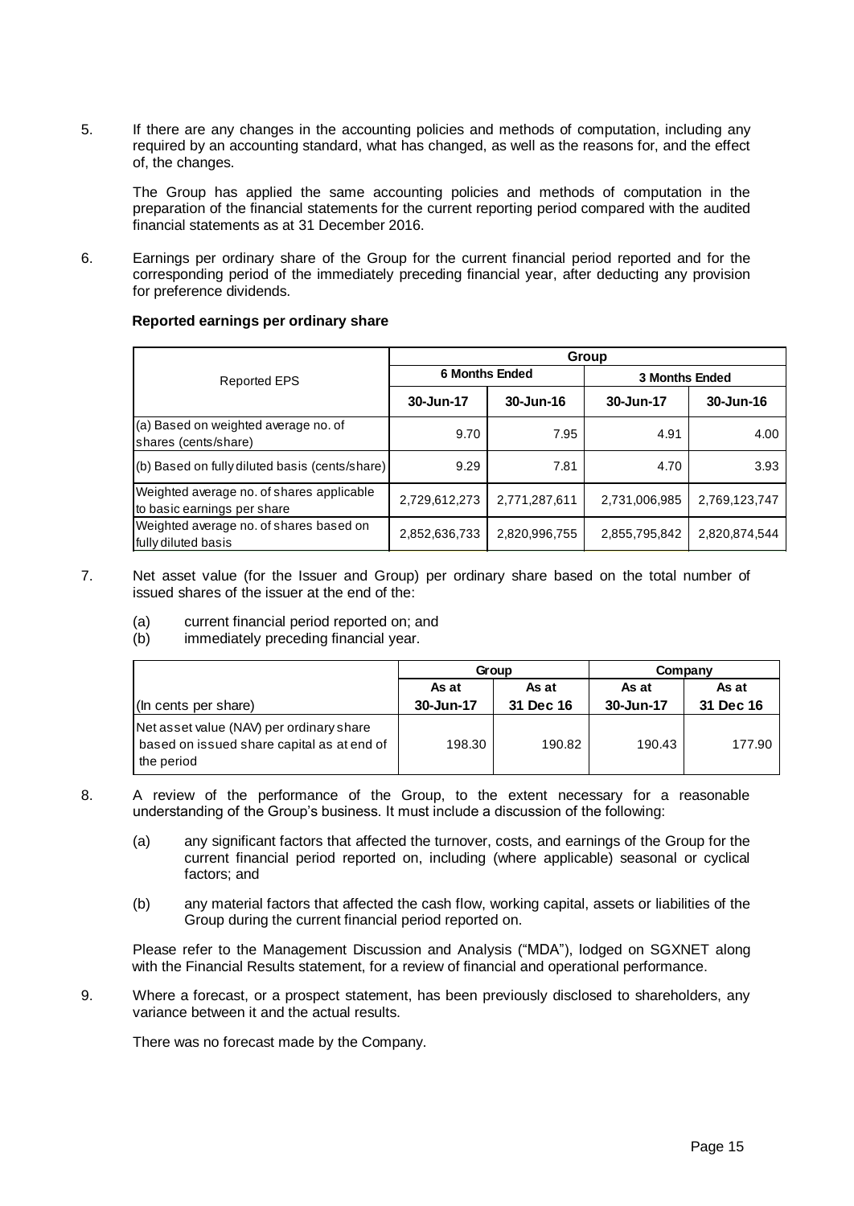5. If there are any changes in the accounting policies and methods of computation, including any required by an accounting standard, what has changed, as well as the reasons for, and the effect of, the changes.

   The Group has applied the same accounting policies and methods of computation in the preparation of the financial statements for the current reporting period compared with the audited financial statements as at 31 December 2016.

6. Earnings per ordinary share of the Group for the current financial period reported and for the corresponding period of the immediately preceding financial year, after deducting any provision for preference dividends.

**Reported earnings per ordinary share**

| Reported EPS | Group | | | |
|---|---|---|---|---|
| | 6 Months Ended | | 3 Months Ended | |
| | 30-Jun-17 | 30-Jun-16 | 30-Jun-17 | 30-Jun-16 |
| (a) Based on weighted average no. of shares (cents/share) | 9.70 | 7.95 | 4.91 | 4.00 |
| (b) Based on fully diluted basis (cents/share) | 9.29 | 7.81 | 4.70 | 3.93 |
| Weighted average no. of shares applicable to basic earnings per share | 2,729,612,273 | 2,771,287,611 | 2,731,006,985 | 2,769,123,747 |
| Weighted average no. of shares based on fully diluted basis | 2,852,636,733 | 2,820,996,755 | 2,855,795,842 | 2,820,874,544 |

7. Net asset value (for the Issuer and Group) per ordinary share based on the total number of issued shares of the issuer at the end of the:

   (a) current financial period reported on; and
   (b) immediately preceding financial year.

| | Group | | Company | |
|---|---|---|---|---|
| | As at | As at | As at | As at |
| (In cents per share) | 30-Jun-17 | 31 Dec 16 | 30-Jun-17 | 31 Dec 16 |
| Net asset value (NAV) per ordinary share based on issued share capital as at end of the period | 198.30 | 190.82 | 190.43 | 177.90 |

8. A review of the performance of the Group, to the extent necessary for a reasonable understanding of the Group's business. It must include a discussion of the following:

   (a) any significant factors that affected the turnover, costs, and earnings of the Group for the current financial period reported on, including (where applicable) seasonal or cyclical factors; and

   (b) any material factors that affected the cash flow, working capital, assets or liabilities of the Group during the current financial period reported on.

   Please refer to the Management Discussion and Analysis ("MDA"), lodged on SGXNET along with the Financial Results statement, for a review of financial and operational performance.

9. Where a forecast, or a prospect statement, has been previously disclosed to shareholders, any variance between it and the actual results.

   There was no forecast made by the Company.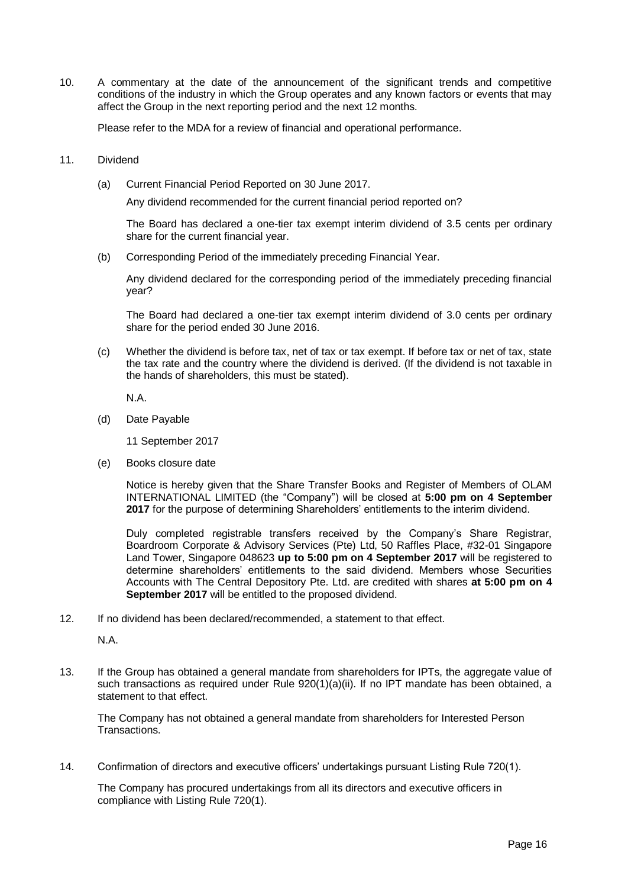10. A commentary at the date of the announcement of the significant trends and competitive conditions of the industry in which the Group operates and any known factors or events that may affect the Group in the next reporting period and the next 12 months.

    Please refer to the MDA for a review of financial and operational performance.

11. Dividend

    (a) Current Financial Period Reported on 30 June 2017.

    Any dividend recommended for the current financial period reported on?

    The Board has declared a one-tier tax exempt interim dividend of 3.5 cents per ordinary share for the current financial year.

    (b) Corresponding Period of the immediately preceding Financial Year.

    Any dividend declared for the corresponding period of the immediately preceding financial year?

    The Board had declared a one-tier tax exempt interim dividend of 3.0 cents per ordinary share for the period ended 30 June 2016.

    (c) Whether the dividend is before tax, net of tax or tax exempt. If before tax or net of tax, state the tax rate and the country where the dividend is derived. (If the dividend is not taxable in the hands of shareholders, this must be stated).

    N.A.

    (d) Date Payable

    11 September 2017

    (e) Books closure date

    Notice is hereby given that the Share Transfer Books and Register of Members of OLAM INTERNATIONAL LIMITED (the "Company") will be closed at **5:00 pm on 4 September 2017** for the purpose of determining Shareholders' entitlements to the interim dividend.

    Duly completed registrable transfers received by the Company's Share Registrar, Boardroom Corporate & Advisory Services (Pte) Ltd, 50 Raffles Place, #32-01 Singapore Land Tower, Singapore 048623 **up to 5:00 pm on 4 September 2017** will be registered to determine shareholders' entitlements to the said dividend. Members whose Securities Accounts with The Central Depository Pte. Ltd. are credited with shares **at 5:00 pm on 4 September 2017** will be entitled to the proposed dividend.

12. If no dividend has been declared/recommended, a statement to that effect.

    N.A.

13. If the Group has obtained a general mandate from shareholders for IPTs, the aggregate value of such transactions as required under Rule 920(1)(a)(ii). If no IPT mandate has been obtained, a statement to that effect.

    The Company has not obtained a general mandate from shareholders for Interested Person Transactions.

14. Confirmation of directors and executive officers' undertakings pursuant Listing Rule 720(1).

    The Company has procured undertakings from all its directors and executive officers in compliance with Listing Rule 720(1).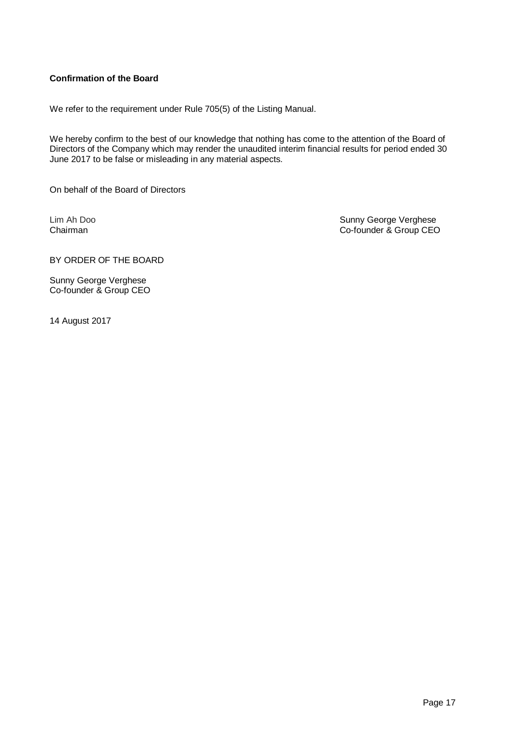**Confirmation of the Board**

We refer to the requirement under Rule 705(5) of the Listing Manual.

We hereby confirm to the best of our knowledge that nothing has come to the attention of the Board of Directors of the Company which may render the unaudited interim financial results for period ended 30 June 2017 to be false or misleading in any material aspects.

On behalf of the Board of Directors

| | |
|---|---|
| Lim Ah Doo<br>Chairman | Sunny George Verghese<br>Co-founder & Group CEO |

BY ORDER OF THE BOARD

Sunny George Verghese
Co-founder & Group CEO

14 August 2017